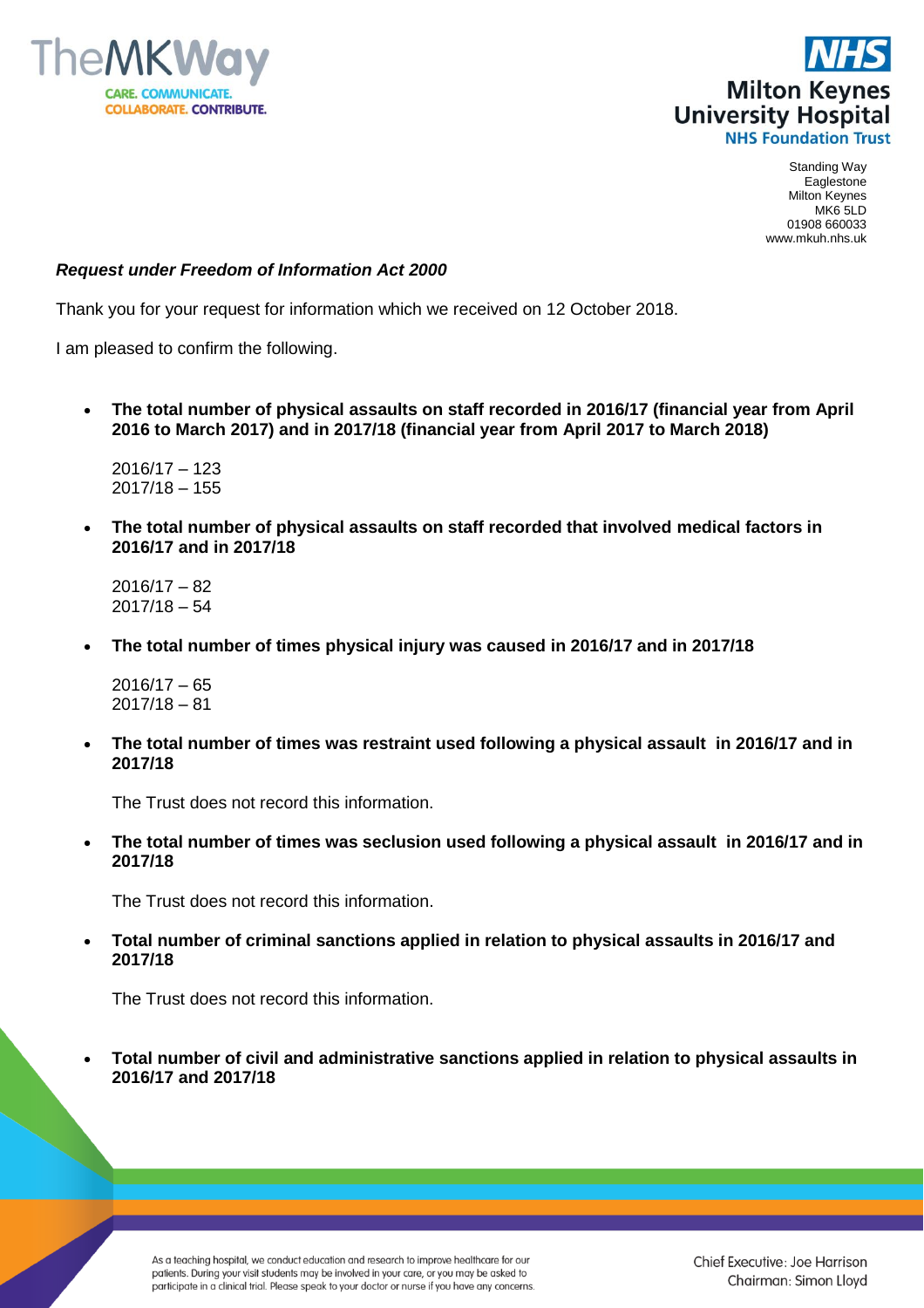Standing Way
Eaglestone
Milton Keynes
MK6 5LD
01908 660033
www.mkuh.nhs.uk

***Request under Freedom of Information Act 2000***

Thank you for your request for information which we received on 12 October 2018.

I am pleased to confirm the following.

- **The total number of physical assaults on staff recorded in 2016/17 (financial year from April 2016 to March 2017) and in 2017/18 (financial year from April 2017 to March 2018)**

  2016/17 – 123
  2017/18 – 155

- **The total number of physical assaults on staff recorded that involved medical factors in 2016/17 and in 2017/18**

  2016/17 – 82
  2017/18 – 54

- **The total number of times physical injury was caused in 2016/17 and in 2017/18**

  2016/17 – 65
  2017/18 – 81

- **The total number of times was restraint used following a physical assault in 2016/17 and in 2017/18**

  The Trust does not record this information.

- **The total number of times was seclusion used following a physical assault in 2016/17 and in 2017/18**

  The Trust does not record this information.

- **Total number of criminal sanctions applied in relation to physical assaults in 2016/17 and 2017/18**

  The Trust does not record this information.

- **Total number of civil and administrative sanctions applied in relation to physical assaults in 2016/17 and 2017/18**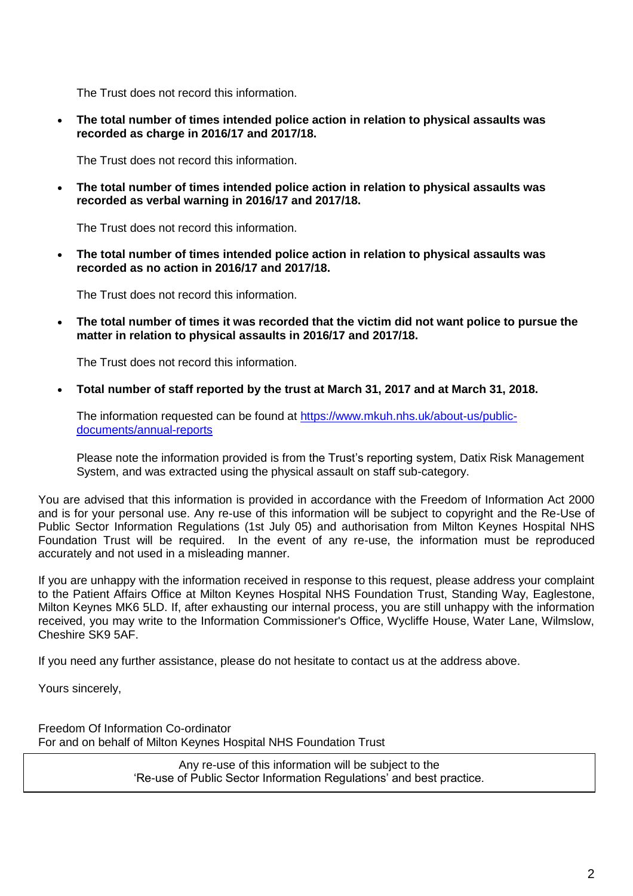The Trust does not record this information.

- **The total number of times intended police action in relation to physical assaults was recorded as charge in 2016/17 and 2017/18.**

  The Trust does not record this information.

- **The total number of times intended police action in relation to physical assaults was recorded as verbal warning in 2016/17 and 2017/18.**

  The Trust does not record this information.

- **The total number of times intended police action in relation to physical assaults was recorded as no action in 2016/17 and 2017/18.**

  The Trust does not record this information.

- **The total number of times it was recorded that the victim did not want police to pursue the matter in relation to physical assaults in 2016/17 and 2017/18.**

  The Trust does not record this information.

- **Total number of staff reported by the trust at March 31, 2017 and at March 31, 2018.**

  The information requested can be found at [https://www.mkuh.nhs.uk/about-us/public-documents/annual-reports](https://www.mkuh.nhs.uk/about-us/public-documents/annual-reports)

  Please note the information provided is from the Trust's reporting system, Datix Risk Management System, and was extracted using the physical assault on staff sub-category.

You are advised that this information is provided in accordance with the Freedom of Information Act 2000 and is for your personal use. Any re-use of this information will be subject to copyright and the Re-Use of Public Sector Information Regulations (1st July 05) and authorisation from Milton Keynes Hospital NHS Foundation Trust will be required. In the event of any re-use, the information must be reproduced accurately and not used in a misleading manner.

If you are unhappy with the information received in response to this request, please address your complaint to the Patient Affairs Office at Milton Keynes Hospital NHS Foundation Trust, Standing Way, Eaglestone, Milton Keynes MK6 5LD. If, after exhausting our internal process, you are still unhappy with the information received, you may write to the Information Commissioner's Office, Wycliffe House, Water Lane, Wilmslow, Cheshire SK9 5AF.

If you need any further assistance, please do not hesitate to contact us at the address above.

Yours sincerely,

Freedom Of Information Co-ordinator
For and on behalf of Milton Keynes Hospital NHS Foundation Trust

Any re-use of this information will be subject to the
'Re-use of Public Sector Information Regulations' and best practice.